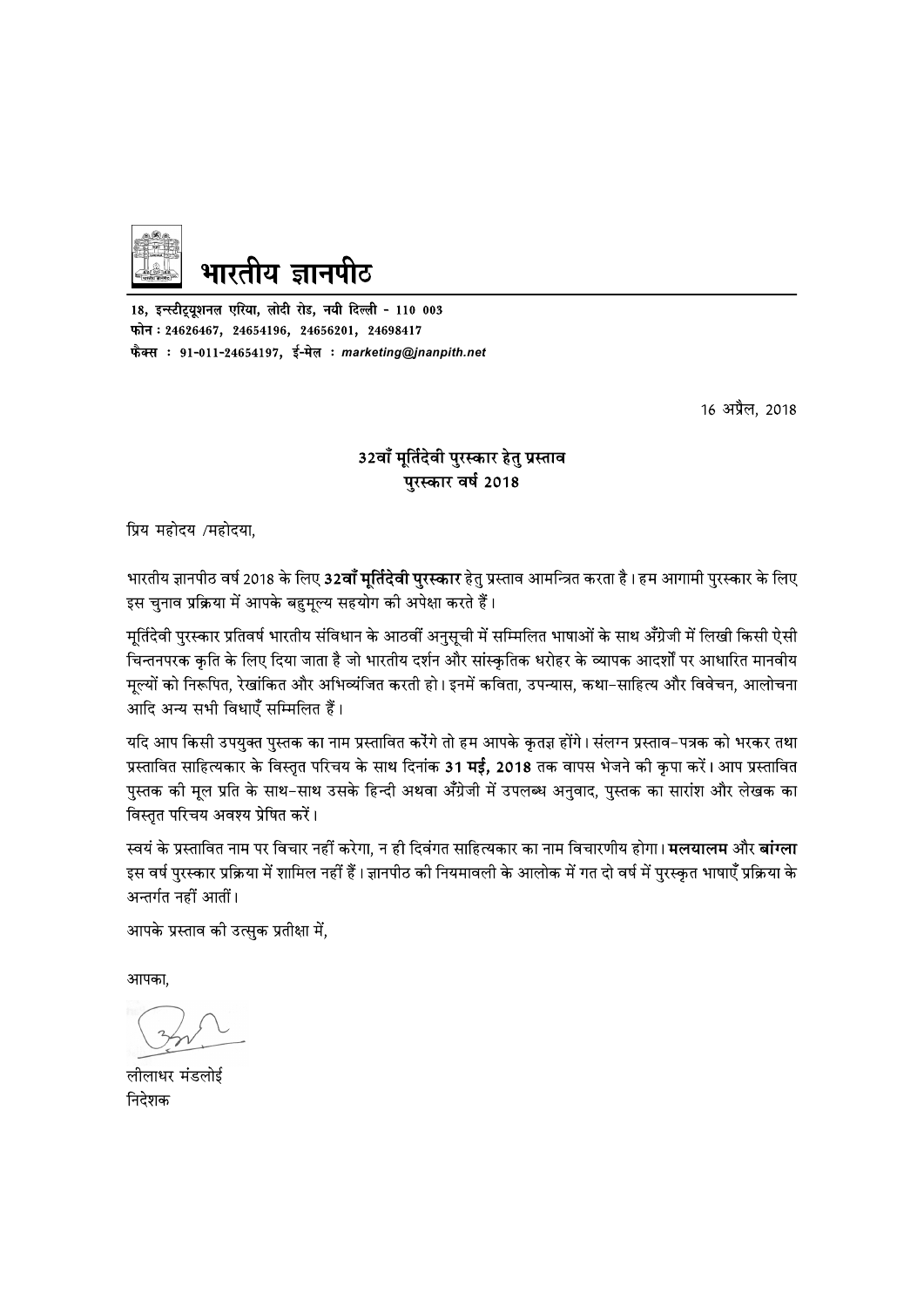# भारतीय ज्ञानपीठ

**18, इन्स्टीट्यूशनल एरिया, लोदी रोड, नयी दिल्ली - 110 003**
**फोन : 24626467, 24654196, 24656201, 24698417**
**फैक्स : 91-011-24654197, ई-मेल : *marketing@jnanpith.net***

16 अप्रैल, 2018

## 32वाँ मूर्तिदेवी पुरस्कार हेतु प्रस्ताव
## पुरस्कार वर्ष 2018

प्रिय महोदय /महोदया,

भारतीय ज्ञानपीठ वर्ष 2018 के लिए **32वाँ मूर्तिदेवी पुरस्कार** हेतु प्रस्ताव आमन्त्रित करता है। हम आगामी पुरस्कार के लिए इस चुनाव प्रक्रिया में आपके बहुमूल्य सहयोग की अपेक्षा करते हैं।

मूर्तिदेवी पुरस्कार प्रतिवर्ष भारतीय संविधान के आठवीं अनुसूची में सम्मिलित भाषाओं के साथ अँग्रेजी में लिखी किसी ऐसी चिन्तनपरक कृति के लिए दिया जाता है जो भारतीय दर्शन और सांस्कृतिक धरोहर के व्यापक आदर्शों पर आधारित मानवीय मूल्यों को निरूपित, रेखांकित और अभिव्यंजित करती हो। इनमें कविता, उपन्यास, कथा-साहित्य और विवेचन, आलोचना आदि अन्य सभी विधाएँ सम्मिलित हैं।

यदि आप किसी उपयुक्त पुस्तक का नाम प्रस्तावित करेंगे तो हम आपके कृतज्ञ होंगे। संलग्न प्रस्ताव-पत्रक को भरकर तथा प्रस्तावित साहित्यकार के विस्तृत परिचय के साथ दिनांक **31 मई, 2018** तक वापस भेजने की कृपा करें। आप प्रस्तावित पुस्तक की मूल प्रति के साथ-साथ उसके हिन्दी अथवा अँग्रेजी में उपलब्ध अनुवाद, पुस्तक का सारांश और लेखक का विस्तृत परिचय अवश्य प्रेषित करें।

स्वयं के प्रस्तावित नाम पर विचार नहीं करेगा, न ही दिवंगत साहित्यकार का नाम विचारणीय होगा। **मलयालम** और **बांग्ला** इस वर्ष पुरस्कार प्रक्रिया में शामिल नहीं हैं। ज्ञानपीठ की नियमावली के आलोक में गत दो वर्ष में पुरस्कृत भाषाएँ प्रक्रिया के अन्तर्गत नहीं आतीं।

आपके प्रस्ताव की उत्सुक प्रतीक्षा में,

आपका,

लीलाधर मंडलोई
निदेशक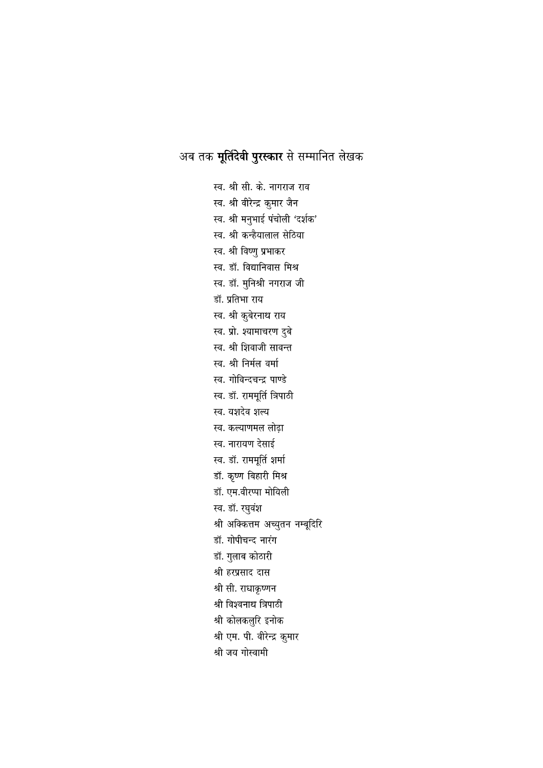## अब तक **मूर्तिदेवी पुरस्कार** से सम्मानित लेखक

स्व. श्री सी. के. नागराज राव  
स्व. श्री वीरेन्द्र कुमार जैन  
स्व. श्री मनुभाई पंचोली 'दर्शक'  
स्व. श्री कन्हैयालाल सेठिया  
स्व. श्री विष्णु प्रभाकर  
स्व. डॉ. विद्यानिवास मिश्र  
स्व. डॉ. मुनिश्री नगराज जी  
डॉ. प्रतिभा राय  
स्व. श्री कुबेरनाथ राय  
स्व. प्रो. श्यामाचरण दुबे  
स्व. श्री शिवाजी सावन्त  
स्व. श्री निर्मल वर्मा  
स्व. गोविन्दचन्द्र पाण्डे  
स्व. डॉ. राममूर्ति त्रिपाठी  
स्व. यशदेव शल्य  
स्व. कल्याणमल लोढ़ा  
स्व. नारायण देसाई  
स्व. डॉ. राममूर्ति शर्मा  
डॉ. कृष्ण बिहारी मिश्र  
डॉ. एम.वीरप्पा मोयिली  
स्व. डॉ. रघुवंश  
श्री अक्कित्तम अच्युतन नम्बूदिरि  
डॉ. गोपीचन्द नारंग  
डॉ. गुलाब कोठारी  
श्री हरप्रसाद दास  
श्री सी. राधाकृष्णन  
श्री विश्वनाथ त्रिपाठी  
श्री कोलकलुरि इनोक  
श्री एम. पी. वीरेन्द्र कुमार  
श्री जय गोस्वामी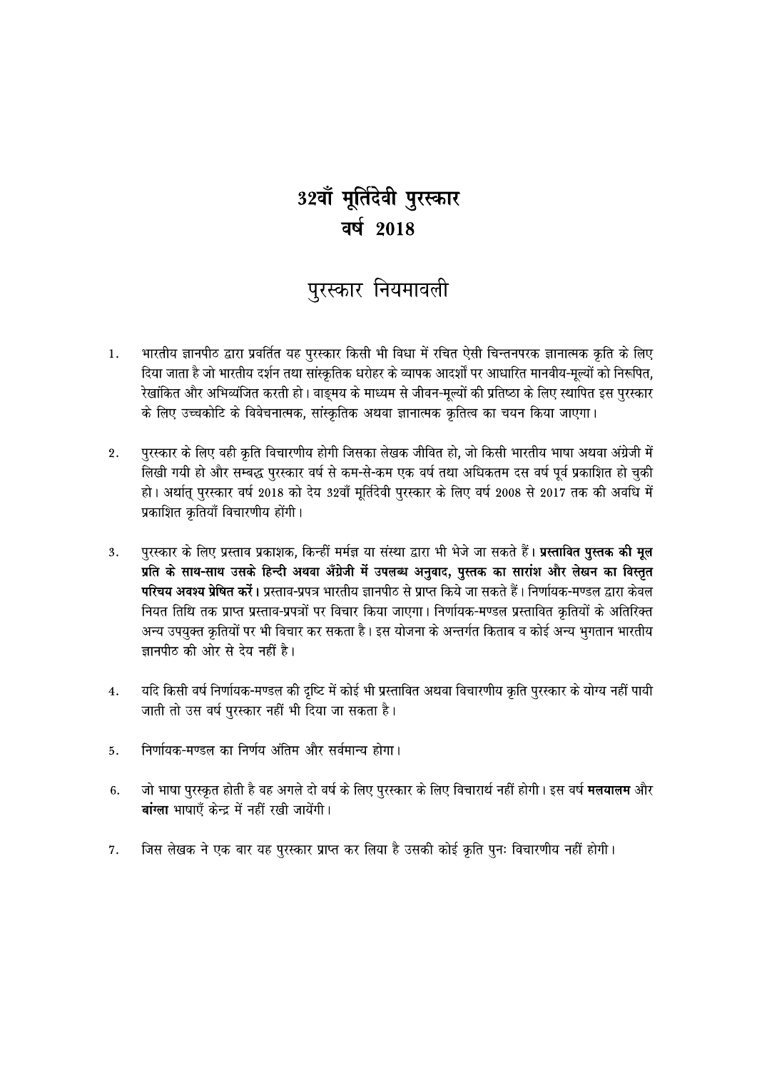# 32वाँ मूर्तिदेवी पुरस्कार
# वर्ष 2018

## पुरस्कार नियमावली

1. भारतीय ज्ञानपीठ द्वारा प्रवर्तित यह पुरस्कार किसी भी विधा में रचित ऐसी चिन्तनपरक ज्ञानात्मक कृति के लिए दिया जाता है जो भारतीय दर्शन तथा सांस्कृतिक धरोहर के व्यापक आदर्शों पर आधारित मानवीय-मूल्यों को निरूपित, रेखांकित और अभिव्यंजित करती हो। वाङ्मय के माध्यम से जीवन-मूल्यों की प्रतिष्ठा के लिए स्थापित इस पुरस्कार के लिए उच्चकोटि के विवेचनात्मक, सांस्कृतिक अथवा ज्ञानात्मक कृतित्व का चयन किया जाएगा।

2. पुरस्कार के लिए वही कृति विचारणीय होगी जिसका लेखक जीवित हो, जो किसी भारतीय भाषा अथवा अंग्रेजी में लिखी गयी हो और सम्बद्ध पुरस्कार वर्ष से कम-से-कम एक वर्ष तथा अधिकतम दस वर्ष पूर्व प्रकाशित हो चुकी हो। अर्थात् पुरस्कार वर्ष 2018 को देय 32वाँ मूर्तिदेवी पुरस्कार के लिए वर्ष 2008 से 2017 तक की अवधि में प्रकाशित कृतियाँ विचारणीय होंगी।

3. पुरस्कार के लिए प्रस्ताव प्रकाशक, किन्हीं मर्मज्ञ या संस्था द्वारा भी भेजे जा सकते हैं। **प्रस्तावित पुस्तक की मूल प्रति के साथ-साथ उसके हिन्दी अथवा अँग्रेजी में उपलब्ध अनुवाद, पुस्तक का सारांश और लेखन का विस्तृत परिचय अवश्य प्रेषित करें।** प्रस्ताव-प्रपत्र भारतीय ज्ञानपीठ से प्राप्त किये जा सकते हैं। निर्णायक-मण्डल द्वारा केवल नियत तिथि तक प्राप्त प्रस्ताव-प्रपत्रों पर विचार किया जाएगा। निर्णायक-मण्डल प्रस्तावित कृतियों के अतिरिक्त अन्य उपयुक्त कृतियों पर भी विचार कर सकता है। इस योजना के अन्तर्गत किताब व कोई अन्य भुगतान भारतीय ज्ञानपीठ की ओर से देय नहीं है।

4. यदि किसी वर्ष निर्णायक-मण्डल की दृष्टि में कोई भी प्रस्तावित अथवा विचारणीय कृति पुरस्कार के योग्य नहीं पायी जाती तो उस वर्ष पुरस्कार नहीं भी दिया जा सकता है।

5. निर्णायक-मण्डल का निर्णय अंतिम और सर्वमान्य होगा।

6. जो भाषा पुरस्कृत होती है वह अगले दो वर्ष के लिए पुरस्कार के लिए विचारार्थ नहीं होगी। इस वर्ष **मलयालम** और **बांग्ला** भाषाएँ केन्द्र में नहीं रखी जायेंगी।

7. जिस लेखक ने एक बार यह पुरस्कार प्राप्त कर लिया है उसकी कोई कृति पुनः विचारणीय नहीं होगी।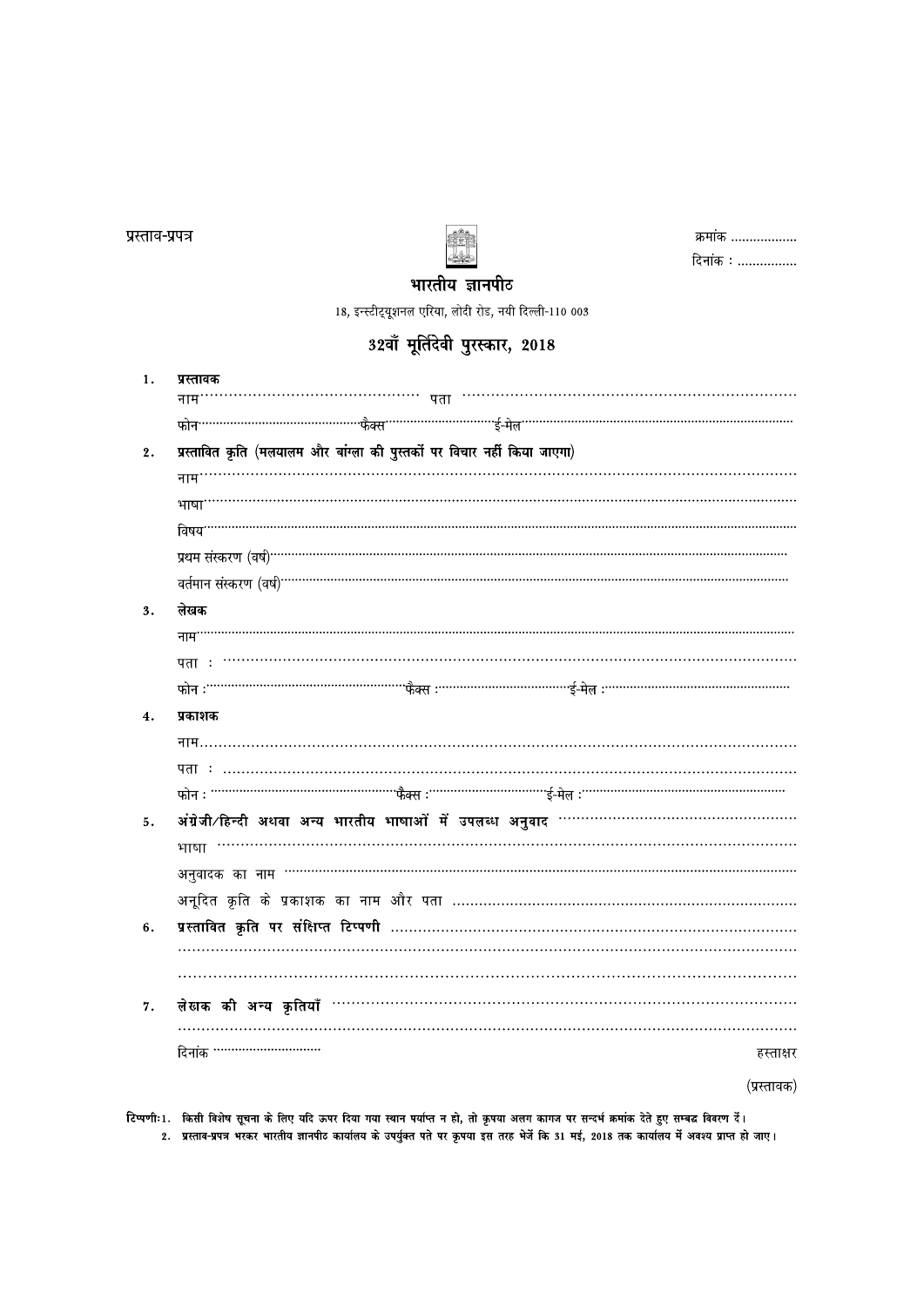प्रस्ताव-प्रपत्र

क्रमांक ..................

दिनांक : ................

# भारतीय ज्ञानपीठ

18, इन्स्टीट्यूशनल एरिया, लोदी रोड, नयी दिल्ली-110 003

## 32वाँ मूर्तिदेवी पुरस्कार, 2018

1. **प्रस्तावक**

   नाम.............................................. पता ......................................................................

   फोन.............................................फैक्स...............................ई-मेल.................................................................

2. **प्रस्तावित कृति (मलयालम और बांग्ला की पुस्तकों पर विचार नहीं किया जाएगा)**

   नाम.............................................................................................................................

   भाषा...........................................................................................................................

   विषय...........................................................................................................................

   प्रथम संस्करण (वर्ष).......................................................................................................

   वर्तमान संस्करण (वर्ष)....................................................................................................

3. **लेखक**

   नाम.............................................................................................................................

   पता : ..........................................................................................................................

   फोन :.....................................................फैक्स :....................................ई-मेल :...................................................

4. **प्रकाशक**

   नाम.............................................................................................................................

   पता : ..........................................................................................................................

   फोन :.....................................................फैक्स :....................................ई-मेल :...................................................

5. **अंग्रेज़ी/हिन्दी अथवा अन्य भारतीय भाषाओं में उपलब्ध अनुवाद** ...................................................

   भाषा ..........................................................................................................................

   अनुवादक का नाम .........................................................................................................

   अनूदित कृति के प्रकाशक का नाम और पता ...........................................................................

6. **प्रस्तावित कृति पर संक्षिप्त टिप्पणी** ......................................................................................

   ...................................................................................................................................

   ...................................................................................................................................

7. **लेखक की अन्य कृतियाँ** ........................................................................................................

   ...................................................................................................................................

दिनांक ..............................

हस्ताक्षर

(प्रस्तावक)

**टिप्पणीः 1. किसी विशेष सूचना के लिए यदि ऊपर दिया गया स्थान पर्याप्त न हो, तो कृपया अलग कागज पर सन्दर्भ क्रमांक देते हुए सम्बद्ध विवरण दें।**

**2. प्रस्ताव-प्रपत्र भरकर भारतीय ज्ञानपीठ कार्यालय के उपर्युक्त पते पर कृपया इस तरह भेजें कि 31 मई, 2018 तक कार्यालय में अवश्य प्राप्त हो जाए।**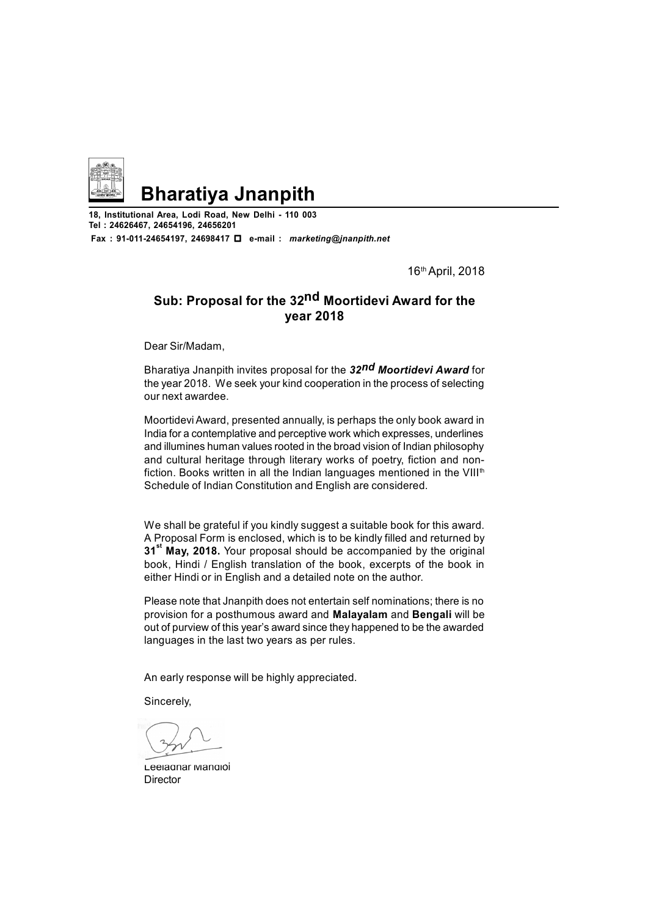# Bharatiya Jnanpith

**18, Institutional Area, Lodi Road, New Delhi - 110 003**
**Tel : 24626467, 24654196, 24656201**
**Fax : 91-011-24654197, 24698417 ☐ e-mail :** ***marketing@jnanpith.net***

16th April, 2018

## Sub: Proposal for the 32nd Moortidevi Award for the year 2018

Dear Sir/Madam,

Bharatiya Jnanpith invites proposal for the ***32nd Moortidevi Award*** for the year 2018. We seek your kind cooperation in the process of selecting our next awardee.

Moortidevi Award, presented annually, is perhaps the only book award in India for a contemplative and perceptive work which expresses, underlines and illumines human values rooted in the broad vision of Indian philosophy and cultural heritage through literary works of poetry, fiction and non-fiction. Books written in all the Indian languages mentioned in the VIIIth Schedule of Indian Constitution and English are considered.

We shall be grateful if you kindly suggest a suitable book for this award. A Proposal Form is enclosed, which is to be kindly filled and returned by **31st May, 2018.** Your proposal should be accompanied by the original book, Hindi / English translation of the book, excerpts of the book in either Hindi or in English and a detailed note on the author.

Please note that Jnanpith does not entertain self nominations; there is no provision for a posthumous award and **Malayalam** and **Bengali** will be out of purview of this year's award since they happened to be the awarded languages in the last two years as per rules.

An early response will be highly appreciated.

Sincerely,

Leeladhar Mandloi
Director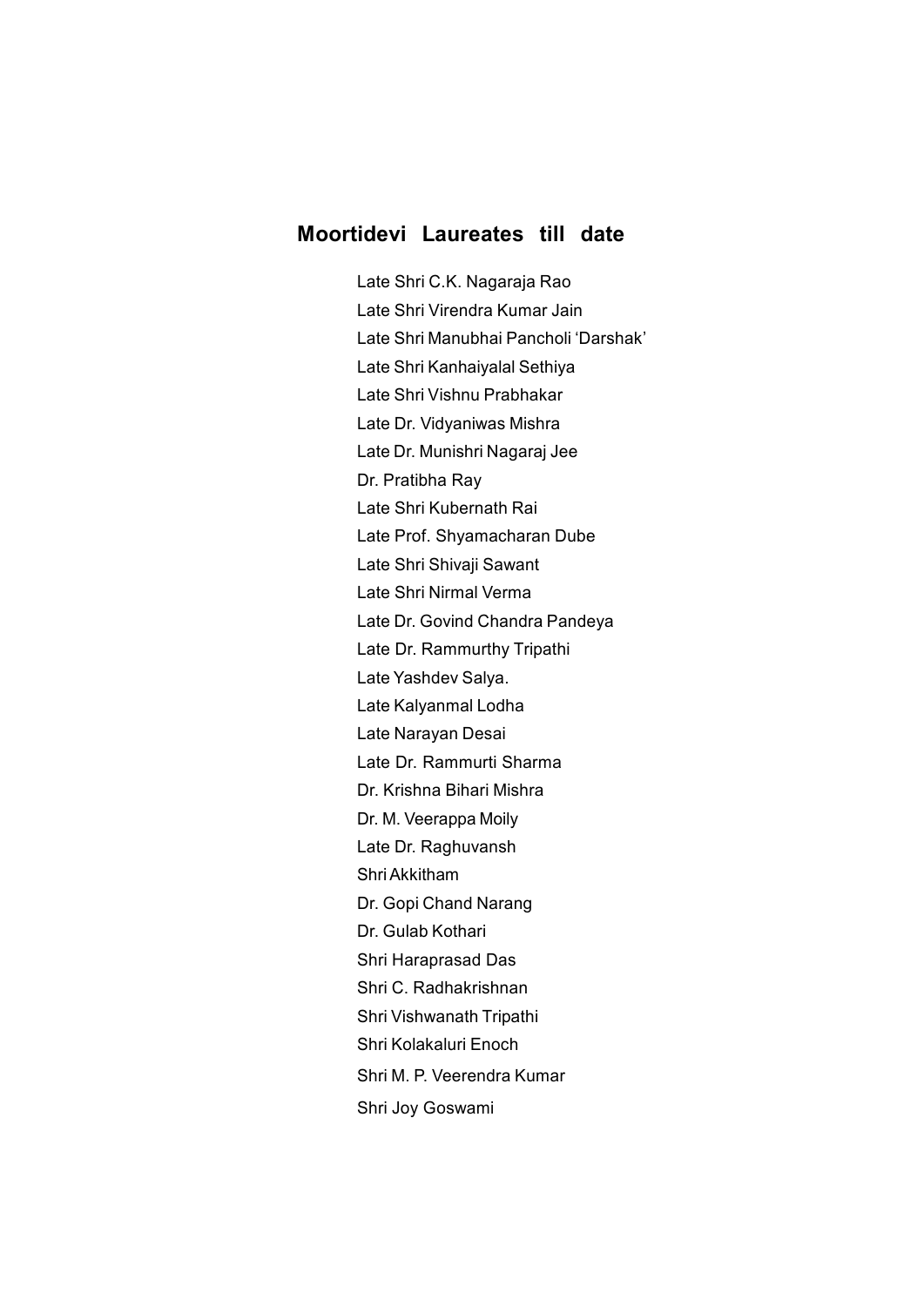## Moortidevi Laureates till date

- Late Shri C.K. Nagaraja Rao
- Late Shri Virendra Kumar Jain
- Late Shri Manubhai Pancholi 'Darshak'
- Late Shri Kanhaiyalal Sethiya
- Late Shri Vishnu Prabhakar
- Late Dr. Vidyaniwas Mishra
- Late Dr. Munishri Nagaraj Jee
- Dr. Pratibha Ray
- Late Shri Kubernath Rai
- Late Prof. Shyamacharan Dube
- Late Shri Shivaji Sawant
- Late Shri Nirmal Verma
- Late Dr. Govind Chandra Pandeya
- Late Dr. Rammurthy Tripathi
- Late Yashdev Salya.
- Late Kalyanmal Lodha
- Late Narayan Desai
- Late Dr. Rammurti Sharma
- Dr. Krishna Bihari Mishra
- Dr. M. Veerappa Moily
- Late Dr. Raghuvansh
- Shri Akkitham
- Dr. Gopi Chand Narang
- Dr. Gulab Kothari
- Shri Haraprasad Das
- Shri C. Radhakrishnan
- Shri Vishwanath Tripathi
- Shri Kolakaluri Enoch
- Shri M. P. Veerendra Kumar
- Shri Joy Goswami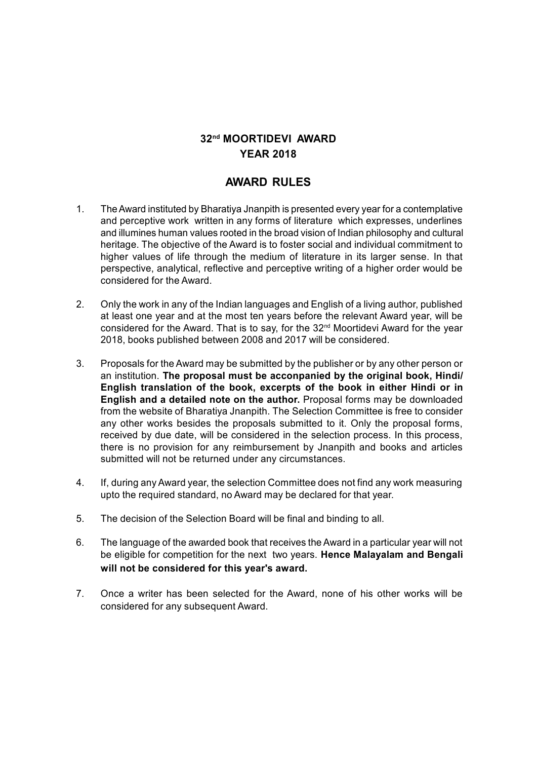# 32[nd] MOORTIDEVI AWARD
# YEAR 2018

## AWARD RULES

1. The Award instituted by Bharatiya Jnanpith is presented every year for a contemplative and perceptive work written in any forms of literature which expresses, underlines and illumines human values rooted in the broad vision of Indian philosophy and cultural heritage. The objective of the Award is to foster social and individual commitment to higher values of life through the medium of literature in its larger sense. In that perspective, analytical, reflective and perceptive writing of a higher order would be considered for the Award.

2. Only the work in any of the Indian languages and English of a living author, published at least one year and at the most ten years before the relevant Award year, will be considered for the Award. That is to say, for the 32[nd] Moortidevi Award for the year 2018, books published between 2008 and 2017 will be considered.

3. Proposals for the Award may be submitted by the publisher or by any other person or an institution. **The proposal must be acconpanied by the original book, Hindi/ English translation of the book, excerpts of the book in either Hindi or in English and a detailed note on the author.** Proposal forms may be downloaded from the website of Bharatiya Jnanpith. The Selection Committee is free to consider any other works besides the proposals submitted to it. Only the proposal forms, received by due date, will be considered in the selection process. In this process, there is no provision for any reimbursement by Jnanpith and books and articles submitted will not be returned under any circumstances.

4. If, during any Award year, the selection Committee does not find any work measuring upto the required standard, no Award may be declared for that year.

5. The decision of the Selection Board will be final and binding to all.

6. The language of the awarded book that receives the Award in a particular year will not be eligible for competition for the next two years. **Hence Malayalam and Bengali will not be considered for this year's award.**

7. Once a writer has been selected for the Award, none of his other works will be considered for any subsequent Award.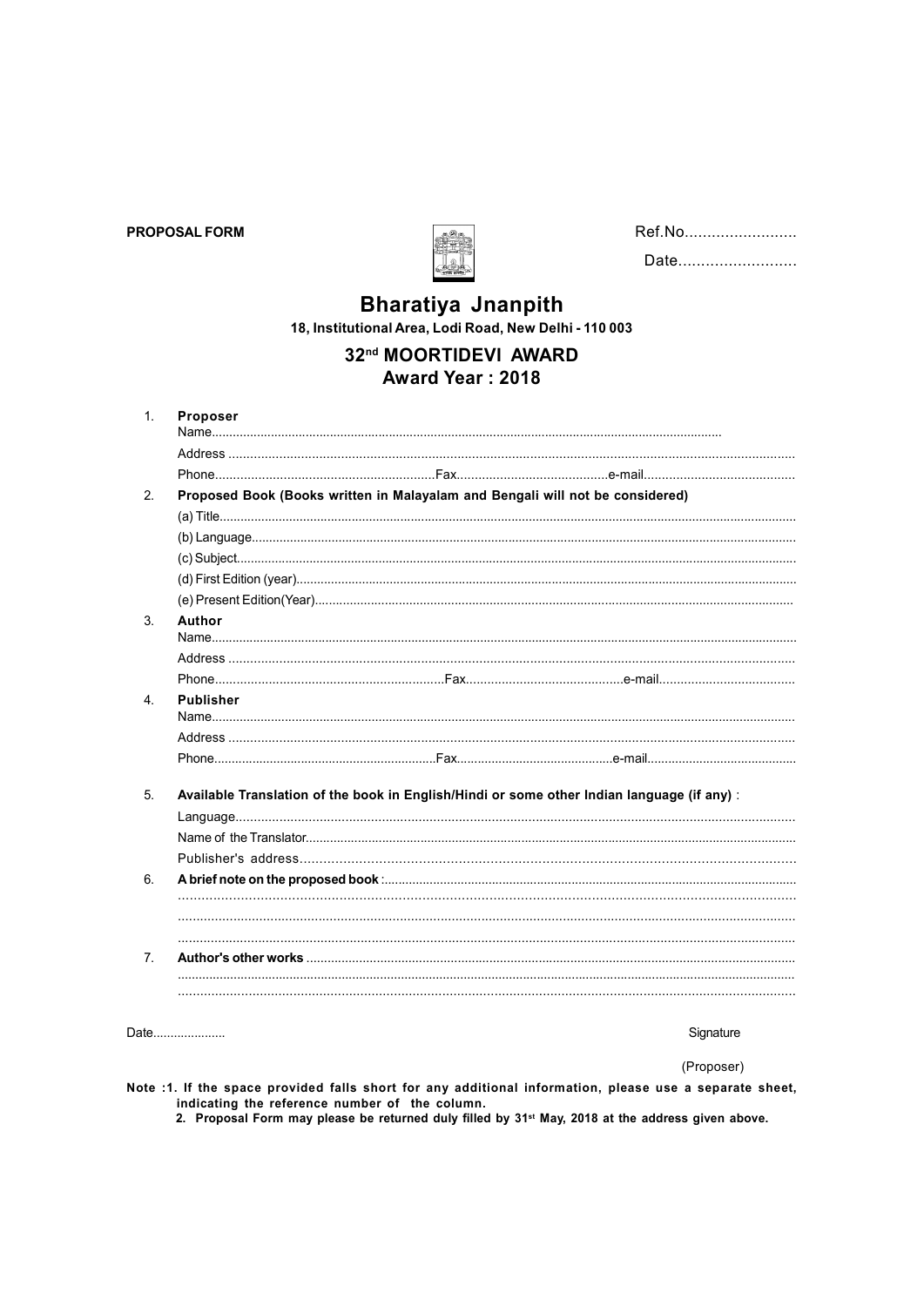**PROPOSAL FORM**

Ref.No.........................

Date..........................

# Bharatiya Jnanpith

**18, Institutional Area, Lodi Road, New Delhi - 110 003**

## 32nd MOORTIDEVI AWARD

## Award Year : 2018

1. **Proposer**

   Name..................................................................................................................................................

   Address ...............................................................................................................................................

   Phone.............................................................Fax..........................................e-mail..........................................

2. **Proposed Book (Books written in Malayalam and Bengali will not be considered)**

   (a) Title....................................................................................................................................................

   (b) Language...........................................................................................................................................

   (c) Subject...............................................................................................................................................

   (d) First Edition (year)..............................................................................................................................

   (e) Present Edition(Year)........................................................................................................................

3. **Author**

   Name....................................................................................................................................................

   Address ...............................................................................................................................................

   Phone................................................................Fax............................................e-mail......................................

4. **Publisher**

   Name....................................................................................................................................................

   Address ...............................................................................................................................................

   Phone................................................................Fax.............................................e-mail...........................................

5. **Available Translation of the book in English/Hindi or some other Indian language (if any)** :

   Language..............................................................................................................................................

   Name of the Translator.........................................................................................................................

   Publisher's address..............................................................................................................................

6. **A brief note on the proposed book** :.......................................................................................................

   .............................................................................................................................................................

   .............................................................................................................................................................

   .............................................................................................................................................................

7. **Author's other works** ...........................................................................................................................

   .............................................................................................................................................................

   .............................................................................................................................................................

Date.....................

Signature

(Proposer)

**Note :1. If the space provided falls short for any additional information, please use a separate sheet, indicating the reference number of the column.**

**2. Proposal Form may please be returned duly filled by 31st May, 2018 at the address given above.**